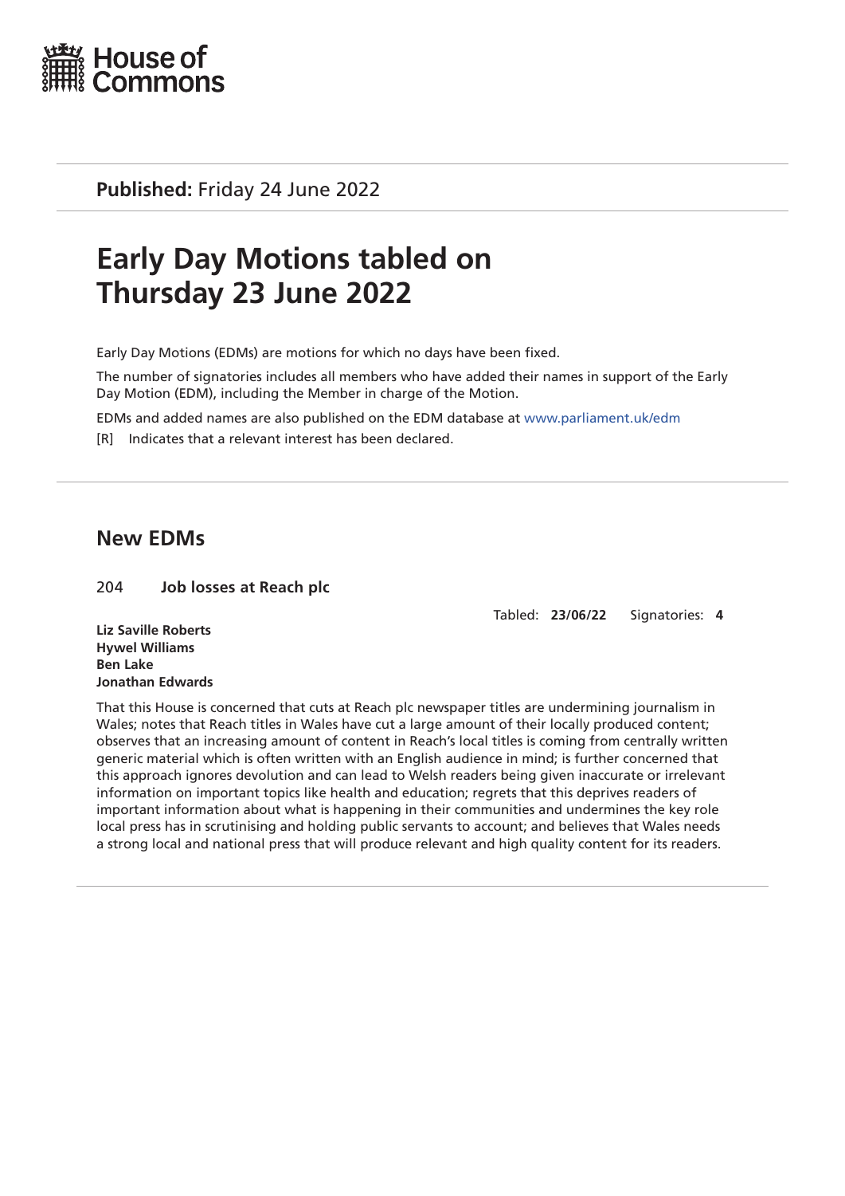**Published:** Friday 24 June 2022

# Early Day Motions tabled on Thursday 23 June 2022

Early Day Motions (EDMs) are motions for which no days have been fixed.

The number of signatories includes all members who have added their names in support of the Early Day Motion (EDM), including the Member in charge of the Motion.

EDMs and added names are also published on the EDM database at www.parliament.uk/edm

[R] Indicates that a relevant interest has been declared.

## New EDMs

204 **Job losses at Reach plc**

Tabled: **23/06/22** Signatories: **4**

**Liz Saville Roberts**
**Hywel Williams**
**Ben Lake**
**Jonathan Edwards**

That this House is concerned that cuts at Reach plc newspaper titles are undermining journalism in Wales; notes that Reach titles in Wales have cut a large amount of their locally produced content; observes that an increasing amount of content in Reach's local titles is coming from centrally written generic material which is often written with an English audience in mind; is further concerned that this approach ignores devolution and can lead to Welsh readers being given inaccurate or irrelevant information on important topics like health and education; regrets that this deprives readers of important information about what is happening in their communities and undermines the key role local press has in scrutinising and holding public servants to account; and believes that Wales needs a strong local and national press that will produce relevant and high quality content for its readers.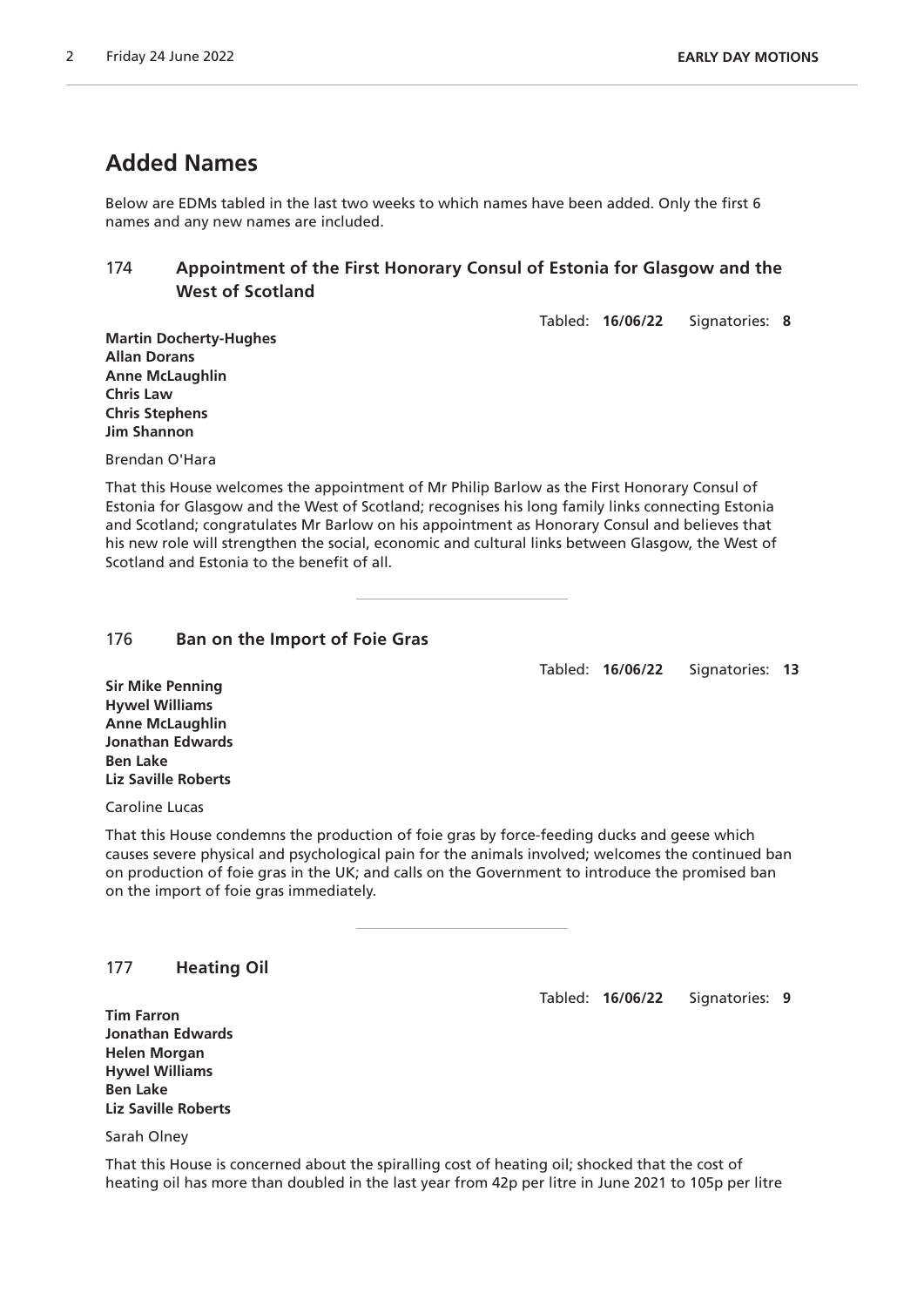## Added Names

Below are EDMs tabled in the last two weeks to which names have been added. Only the first 6 names and any new names are included.

### 174 Appointment of the First Honorary Consul of Estonia for Glasgow and the West of Scotland

Tabled: **16/06/22** Signatories: **8**

**Martin Docherty-Hughes**
**Allan Dorans**
**Anne McLaughlin**
**Chris Law**
**Chris Stephens**
**Jim Shannon**

Brendan O'Hara

That this House welcomes the appointment of Mr Philip Barlow as the First Honorary Consul of Estonia for Glasgow and the West of Scotland; recognises his long family links connecting Estonia and Scotland; congratulates Mr Barlow on his appointment as Honorary Consul and believes that his new role will strengthen the social, economic and cultural links between Glasgow, the West of Scotland and Estonia to the benefit of all.

---

### 176 Ban on the Import of Foie Gras

Tabled: **16/06/22** Signatories: **13**

**Sir Mike Penning**
**Hywel Williams**
**Anne McLaughlin**
**Jonathan Edwards**
**Ben Lake**
**Liz Saville Roberts**

Caroline Lucas

That this House condemns the production of foie gras by force-feeding ducks and geese which causes severe physical and psychological pain for the animals involved; welcomes the continued ban on production of foie gras in the UK; and calls on the Government to introduce the promised ban on the import of foie gras immediately.

---

### 177 Heating Oil

Tabled: **16/06/22** Signatories: **9**

**Tim Farron**
**Jonathan Edwards**
**Helen Morgan**
**Hywel Williams**
**Ben Lake**
**Liz Saville Roberts**

Sarah Olney

That this House is concerned about the spiralling cost of heating oil; shocked that the cost of heating oil has more than doubled in the last year from 42p per litre in June 2021 to 105p per litre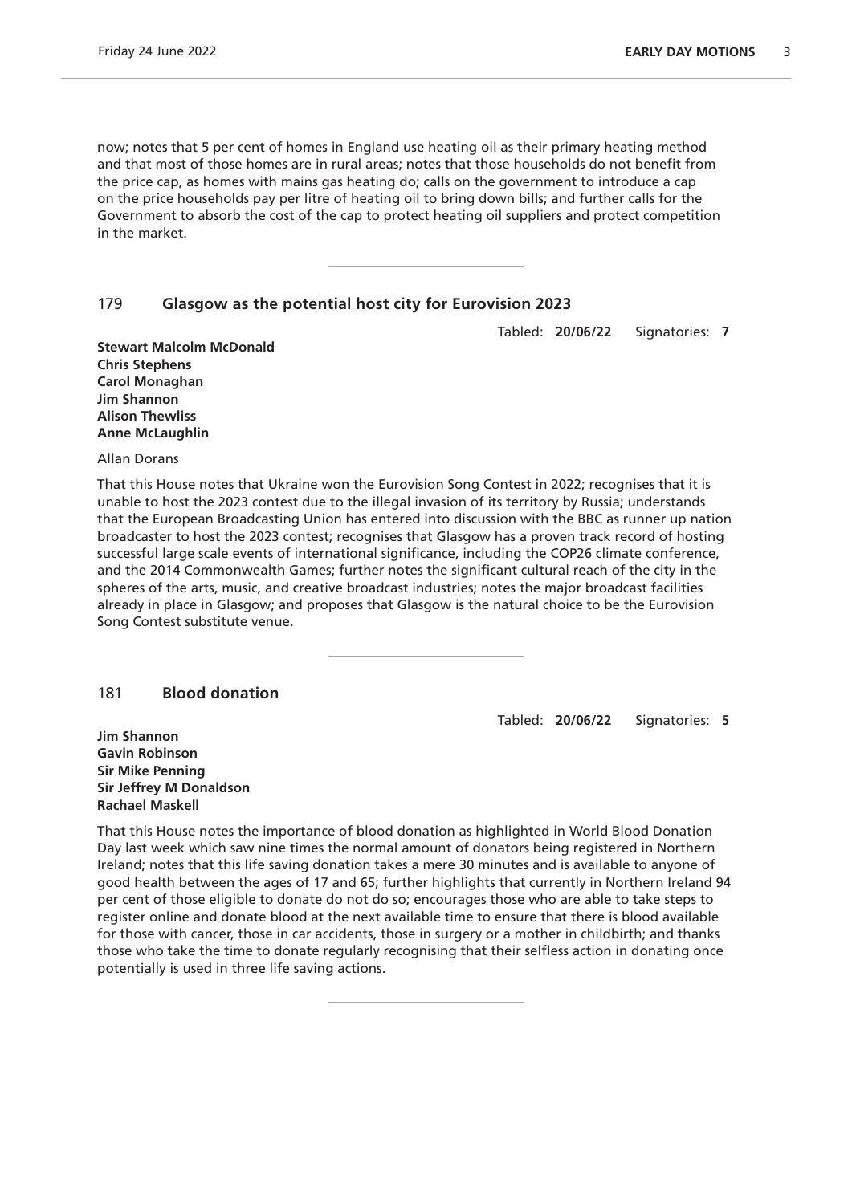now; notes that 5 per cent of homes in England use heating oil as their primary heating method and that most of those homes are in rural areas; notes that those households do not benefit from the price cap, as homes with mains gas heating do; calls on the government to introduce a cap on the price households pay per litre of heating oil to bring down bills; and further calls for the Government to absorb the cost of the cap to protect heating oil suppliers and protect competition in the market.

---

## 179 Glasgow as the potential host city for Eurovision 2023

Tabled: **20/06/22** Signatories: **7**

**Stewart Malcolm McDonald**
**Chris Stephens**
**Carol Monaghan**
**Jim Shannon**
**Alison Thewliss**
**Anne McLaughlin**

Allan Dorans

That this House notes that Ukraine won the Eurovision Song Contest in 2022; recognises that it is unable to host the 2023 contest due to the illegal invasion of its territory by Russia; understands that the European Broadcasting Union has entered into discussion with the BBC as runner up nation broadcaster to host the 2023 contest; recognises that Glasgow has a proven track record of hosting successful large scale events of international significance, including the COP26 climate conference, and the 2014 Commonwealth Games; further notes the significant cultural reach of the city in the spheres of the arts, music, and creative broadcast industries; notes the major broadcast facilities already in place in Glasgow; and proposes that Glasgow is the natural choice to be the Eurovision Song Contest substitute venue.

---

## 181 Blood donation

Tabled: **20/06/22** Signatories: **5**

**Jim Shannon**
**Gavin Robinson**
**Sir Mike Penning**
**Sir Jeffrey M Donaldson**
**Rachael Maskell**

That this House notes the importance of blood donation as highlighted in World Blood Donation Day last week which saw nine times the normal amount of donators being registered in Northern Ireland; notes that this life saving donation takes a mere 30 minutes and is available to anyone of good health between the ages of 17 and 65; further highlights that currently in Northern Ireland 94 per cent of those eligible to donate do not do so; encourages those who are able to take steps to register online and donate blood at the next available time to ensure that there is blood available for those with cancer, those in car accidents, those in surgery or a mother in childbirth; and thanks those who take the time to donate regularly recognising that their selfless action in donating once potentially is used in three life saving actions.

---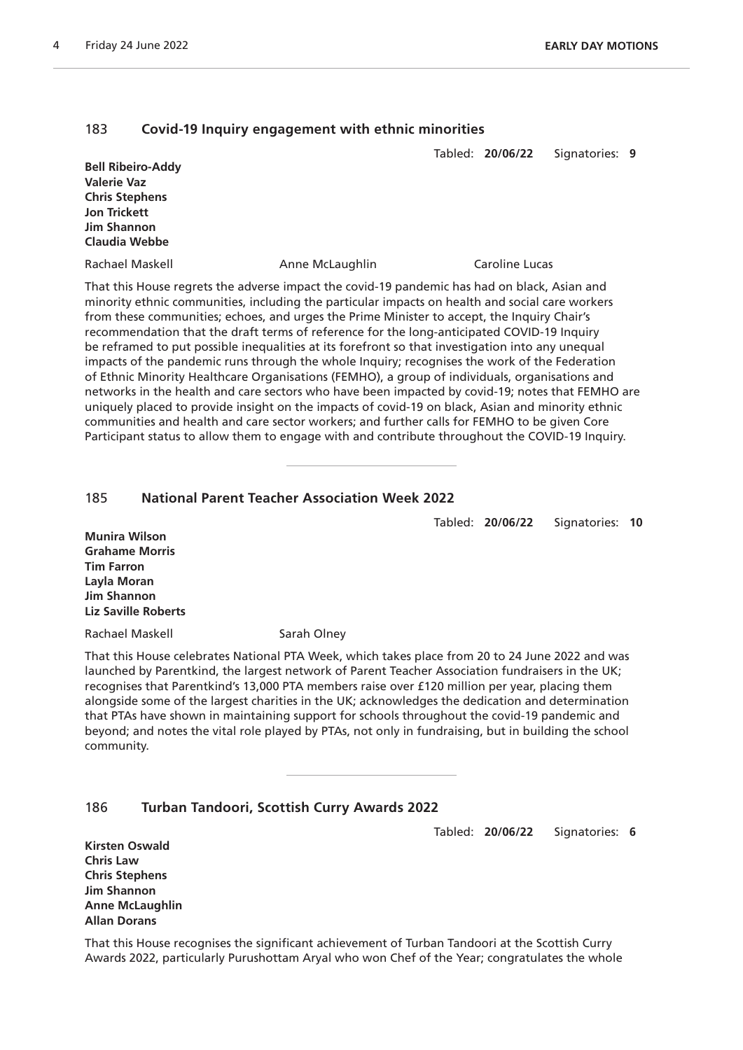## 183 Covid-19 Inquiry engagement with ethnic minorities

Tabled: **20/06/22** Signatories: **9**

**Bell Ribeiro-Addy**
**Valerie Vaz**
**Chris Stephens**
**Jon Trickett**
**Jim Shannon**
**Claudia Webbe**

Rachael Maskell Anne McLaughlin Caroline Lucas

That this House regrets the adverse impact the covid-19 pandemic has had on black, Asian and minority ethnic communities, including the particular impacts on health and social care workers from these communities; echoes, and urges the Prime Minister to accept, the Inquiry Chair's recommendation that the draft terms of reference for the long-anticipated COVID-19 Inquiry be reframed to put possible inequalities at its forefront so that investigation into any unequal impacts of the pandemic runs through the whole Inquiry; recognises the work of the Federation of Ethnic Minority Healthcare Organisations (FEMHO), a group of individuals, organisations and networks in the health and care sectors who have been impacted by covid-19; notes that FEMHO are uniquely placed to provide insight on the impacts of covid-19 on black, Asian and minority ethnic communities and health and care sector workers; and further calls for FEMHO to be given Core Participant status to allow them to engage with and contribute throughout the COVID-19 Inquiry.

---

## 185 National Parent Teacher Association Week 2022

Tabled: **20/06/22** Signatories: **10**

**Munira Wilson**
**Grahame Morris**
**Tim Farron**
**Layla Moran**
**Jim Shannon**
**Liz Saville Roberts**

Rachael Maskell Sarah Olney

That this House celebrates National PTA Week, which takes place from 20 to 24 June 2022 and was launched by Parentkind, the largest network of Parent Teacher Association fundraisers in the UK; recognises that Parentkind's 13,000 PTA members raise over £120 million per year, placing them alongside some of the largest charities in the UK; acknowledges the dedication and determination that PTAs have shown in maintaining support for schools throughout the covid-19 pandemic and beyond; and notes the vital role played by PTAs, not only in fundraising, but in building the school community.

---

## 186 Turban Tandoori, Scottish Curry Awards 2022

Tabled: **20/06/22** Signatories: **6**

**Kirsten Oswald**
**Chris Law**
**Chris Stephens**
**Jim Shannon**
**Anne McLaughlin**
**Allan Dorans**

That this House recognises the significant achievement of Turban Tandoori at the Scottish Curry Awards 2022, particularly Purushottam Aryal who won Chef of the Year; congratulates the whole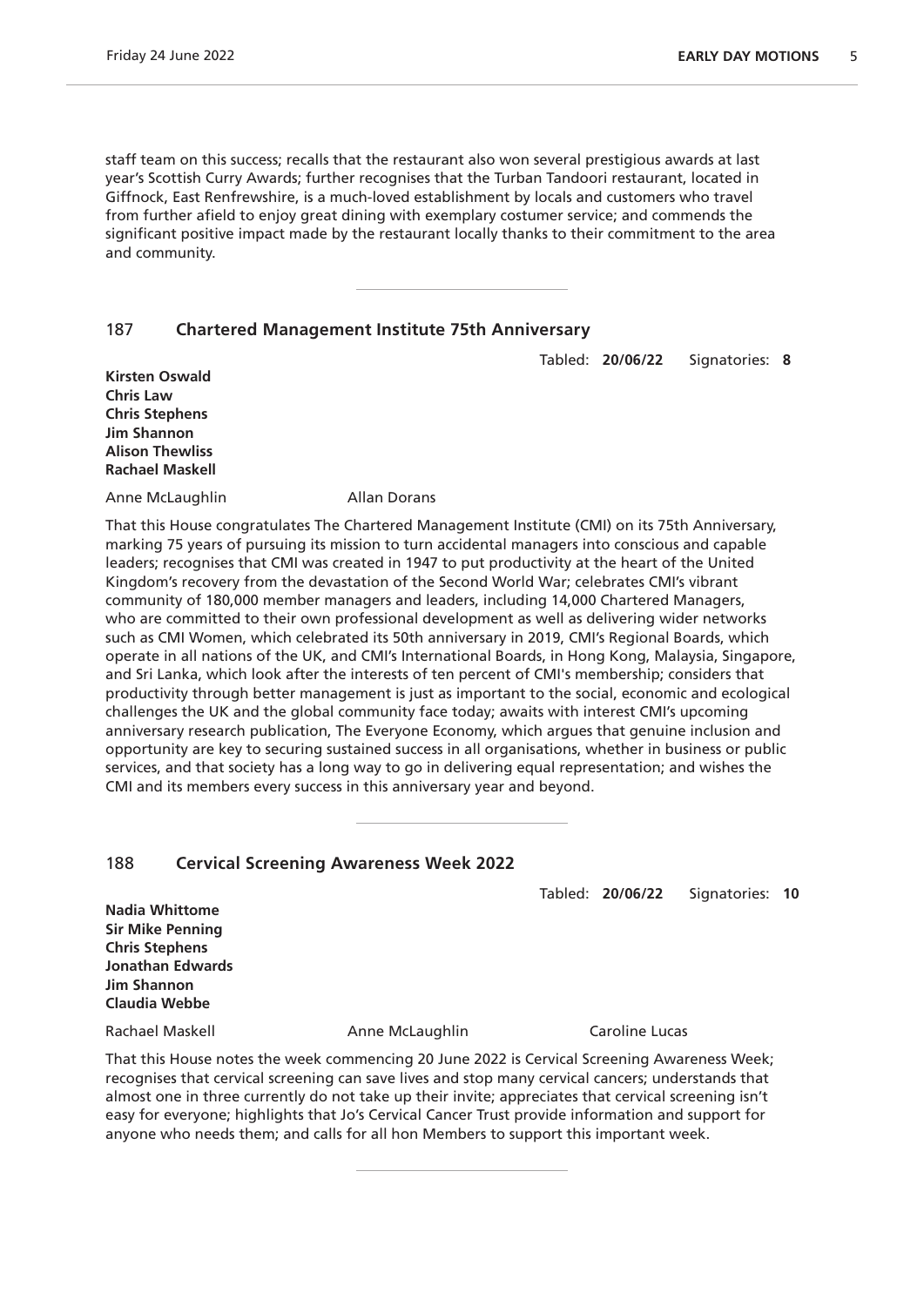staff team on this success; recalls that the restaurant also won several prestigious awards at last year's Scottish Curry Awards; further recognises that the Turban Tandoori restaurant, located in Giffnock, East Renfrewshire, is a much-loved establishment by locals and customers who travel from further afield to enjoy great dining with exemplary costumer service; and commends the significant positive impact made by the restaurant locally thanks to their commitment to the area and community.

---

## 187 Chartered Management Institute 75th Anniversary

Tabled: **20/06/22** Signatories: **8**

**Kirsten Oswald**
**Chris Law**
**Chris Stephens**
**Jim Shannon**
**Alison Thewliss**
**Rachael Maskell**

Anne McLaughlin Allan Dorans

That this House congratulates The Chartered Management Institute (CMI) on its 75th Anniversary, marking 75 years of pursuing its mission to turn accidental managers into conscious and capable leaders; recognises that CMI was created in 1947 to put productivity at the heart of the United Kingdom's recovery from the devastation of the Second World War; celebrates CMI's vibrant community of 180,000 member managers and leaders, including 14,000 Chartered Managers, who are committed to their own professional development as well as delivering wider networks such as CMI Women, which celebrated its 50th anniversary in 2019, CMI's Regional Boards, which operate in all nations of the UK, and CMI's International Boards, in Hong Kong, Malaysia, Singapore, and Sri Lanka, which look after the interests of ten percent of CMI's membership; considers that productivity through better management is just as important to the social, economic and ecological challenges the UK and the global community face today; awaits with interest CMI's upcoming anniversary research publication, The Everyone Economy, which argues that genuine inclusion and opportunity are key to securing sustained success in all organisations, whether in business or public services, and that society has a long way to go in delivering equal representation; and wishes the CMI and its members every success in this anniversary year and beyond.

---

## 188 Cervical Screening Awareness Week 2022

Tabled: **20/06/22** Signatories: **10**

**Nadia Whittome**
**Sir Mike Penning**
**Chris Stephens**
**Jonathan Edwards**
**Jim Shannon**
**Claudia Webbe**

Rachael Maskell Anne McLaughlin Caroline Lucas

That this House notes the week commencing 20 June 2022 is Cervical Screening Awareness Week; recognises that cervical screening can save lives and stop many cervical cancers; understands that almost one in three currently do not take up their invite; appreciates that cervical screening isn't easy for everyone; highlights that Jo's Cervical Cancer Trust provide information and support for anyone who needs them; and calls for all hon Members to support this important week.

---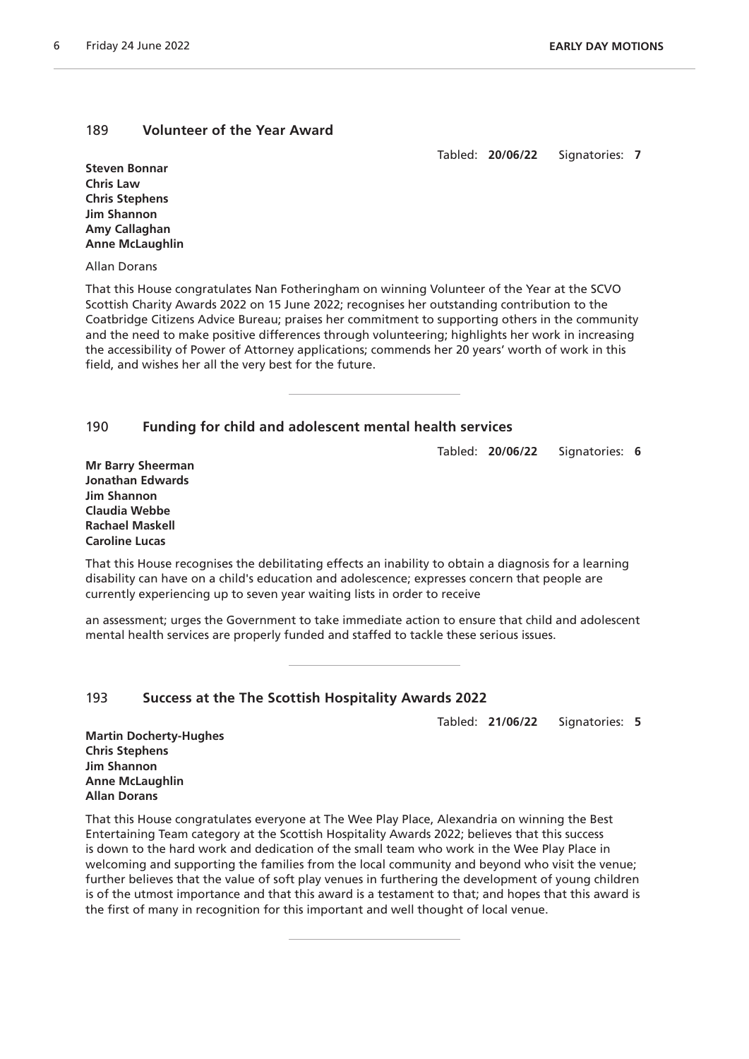## 189 Volunteer of the Year Award

Tabled: **20/06/22** Signatories: **7**

**Steven Bonnar**
**Chris Law**
**Chris Stephens**
**Jim Shannon**
**Amy Callaghan**
**Anne McLaughlin**

Allan Dorans

That this House congratulates Nan Fotheringham on winning Volunteer of the Year at the SCVO Scottish Charity Awards 2022 on 15 June 2022; recognises her outstanding contribution to the Coatbridge Citizens Advice Bureau; praises her commitment to supporting others in the community and the need to make positive differences through volunteering; highlights her work in increasing the accessibility of Power of Attorney applications; commends her 20 years' worth of work in this field, and wishes her all the very best for the future.

---

## 190 Funding for child and adolescent mental health services

Tabled: **20/06/22** Signatories: **6**

**Mr Barry Sheerman**
**Jonathan Edwards**
**Jim Shannon**
**Claudia Webbe**
**Rachael Maskell**
**Caroline Lucas**

That this House recognises the debilitating effects an inability to obtain a diagnosis for a learning disability can have on a child's education and adolescence; expresses concern that people are currently experiencing up to seven year waiting lists in order to receive an assessment; urges the Government to take immediate action to ensure that child and adolescent mental health services are properly funded and staffed to tackle these serious issues.

---

## 193 Success at the The Scottish Hospitality Awards 2022

Tabled: **21/06/22** Signatories: **5**

**Martin Docherty-Hughes**
**Chris Stephens**
**Jim Shannon**
**Anne McLaughlin**
**Allan Dorans**

That this House congratulates everyone at The Wee Play Place, Alexandria on winning the Best Entertaining Team category at the Scottish Hospitality Awards 2022; believes that this success is down to the hard work and dedication of the small team who work in the Wee Play Place in welcoming and supporting the families from the local community and beyond who visit the venue; further believes that the value of soft play venues in furthering the development of young children is of the utmost importance and that this award is a testament to that; and hopes that this award is the first of many in recognition for this important and well thought of local venue.

---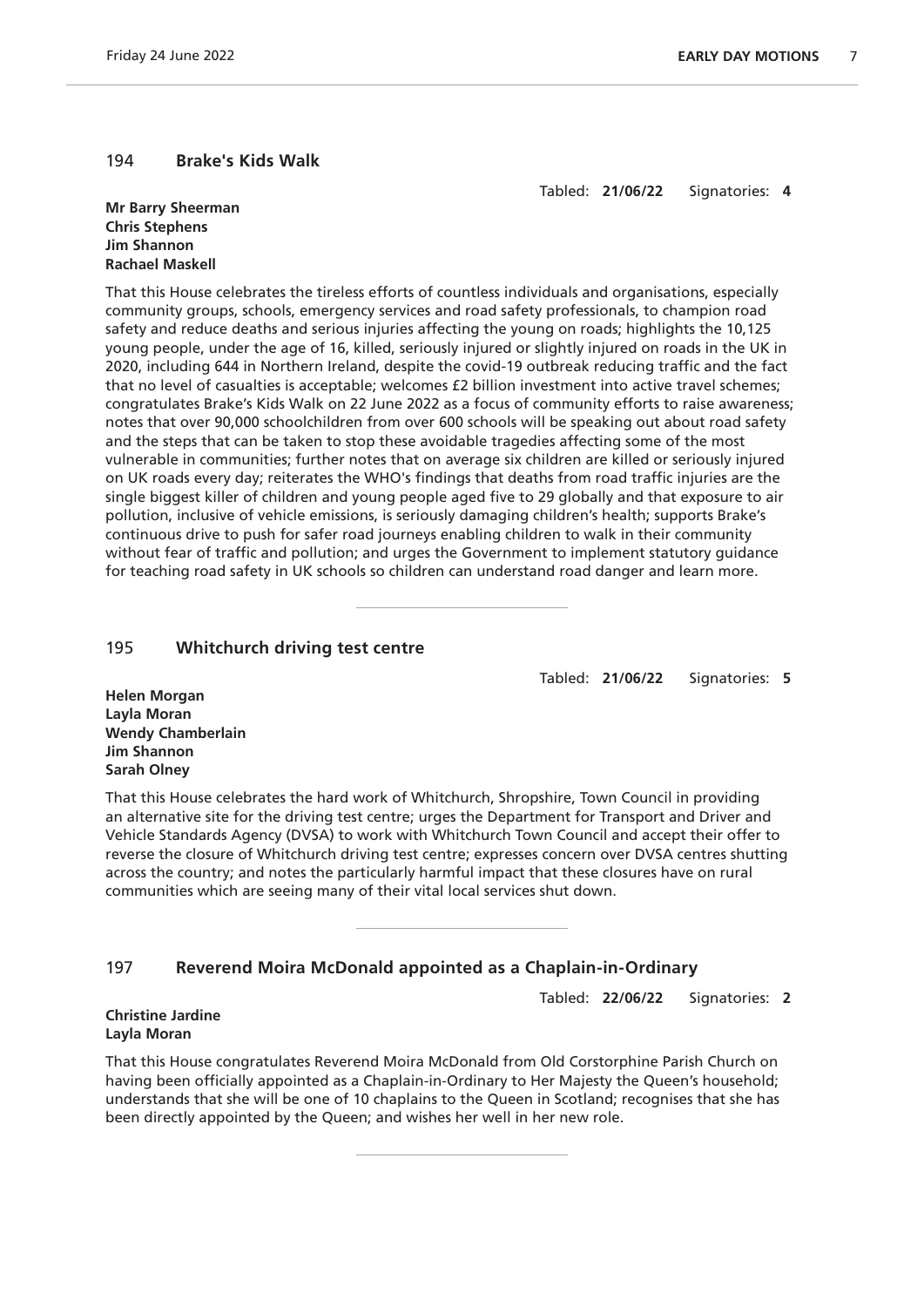## 194 **Brake's Kids Walk**

Tabled: **21/06/22** Signatories: **4**

**Mr Barry Sheerman**
**Chris Stephens**
**Jim Shannon**
**Rachael Maskell**

That this House celebrates the tireless efforts of countless individuals and organisations, especially community groups, schools, emergency services and road safety professionals, to champion road safety and reduce deaths and serious injuries affecting the young on roads; highlights the 10,125 young people, under the age of 16, killed, seriously injured or slightly injured on roads in the UK in 2020, including 644 in Northern Ireland, despite the covid-19 outbreak reducing traffic and the fact that no level of casualties is acceptable; welcomes £2 billion investment into active travel schemes; congratulates Brake's Kids Walk on 22 June 2022 as a focus of community efforts to raise awareness; notes that over 90,000 schoolchildren from over 600 schools will be speaking out about road safety and the steps that can be taken to stop these avoidable tragedies affecting some of the most vulnerable in communities; further notes that on average six children are killed or seriously injured on UK roads every day; reiterates the WHO's findings that deaths from road traffic injuries are the single biggest killer of children and young people aged five to 29 globally and that exposure to air pollution, inclusive of vehicle emissions, is seriously damaging children's health; supports Brake's continuous drive to push for safer road journeys enabling children to walk in their community without fear of traffic and pollution; and urges the Government to implement statutory guidance for teaching road safety in UK schools so children can understand road danger and learn more.

---

## 195 **Whitchurch driving test centre**

Tabled: **21/06/22** Signatories: **5**

**Helen Morgan**
**Layla Moran**
**Wendy Chamberlain**
**Jim Shannon**
**Sarah Olney**

That this House celebrates the hard work of Whitchurch, Shropshire, Town Council in providing an alternative site for the driving test centre; urges the Department for Transport and Driver and Vehicle Standards Agency (DVSA) to work with Whitchurch Town Council and accept their offer to reverse the closure of Whitchurch driving test centre; expresses concern over DVSA centres shutting across the country; and notes the particularly harmful impact that these closures have on rural communities which are seeing many of their vital local services shut down.

---

## 197 **Reverend Moira McDonald appointed as a Chaplain-in-Ordinary**

Tabled: **22/06/22** Signatories: **2**

**Christine Jardine**
**Layla Moran**

That this House congratulates Reverend Moira McDonald from Old Corstorphine Parish Church on having been officially appointed as a Chaplain-in-Ordinary to Her Majesty the Queen's household; understands that she will be one of 10 chaplains to the Queen in Scotland; recognises that she has been directly appointed by the Queen; and wishes her well in her new role.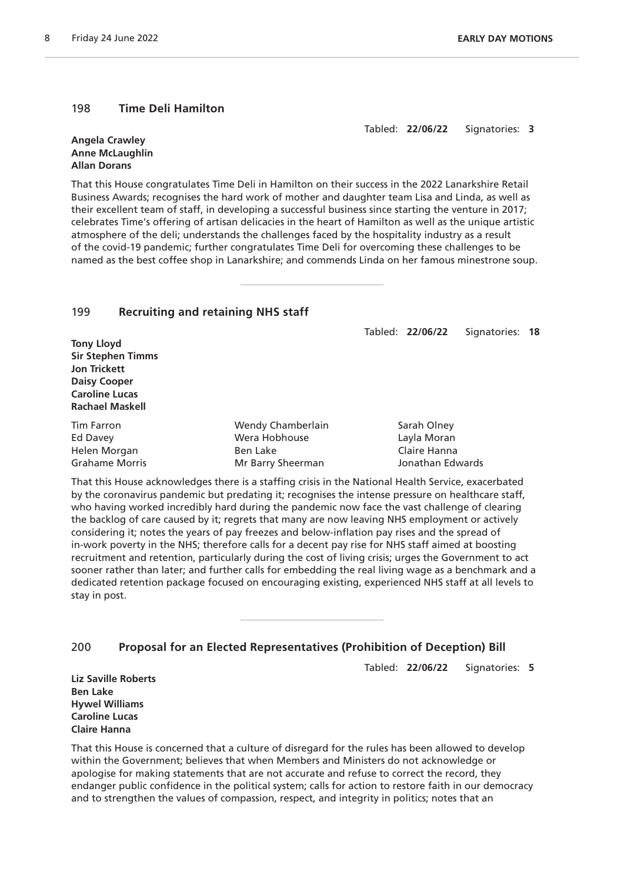## 198 Time Deli Hamilton

Tabled: **22/06/22** Signatories: **3**

**Angela Crawley**
**Anne McLaughlin**
**Allan Dorans**

That this House congratulates Time Deli in Hamilton on their success in the 2022 Lanarkshire Retail Business Awards; recognises the hard work of mother and daughter team Lisa and Linda, as well as their excellent team of staff, in developing a successful business since starting the venture in 2017; celebrates Time's offering of artisan delicacies in the heart of Hamilton as well as the unique artistic atmosphere of the deli; understands the challenges faced by the hospitality industry as a result of the covid-19 pandemic; further congratulates Time Deli for overcoming these challenges to be named as the best coffee shop in Lanarkshire; and commends Linda on her famous minestrone soup.

---

## 199 Recruiting and retaining NHS staff

Tabled: **22/06/22** Signatories: **18**

**Tony Lloyd**
**Sir Stephen Timms**
**Jon Trickett**
**Daisy Cooper**
**Caroline Lucas**
**Rachael Maskell**

Tim Farron
Ed Davey
Helen Morgan
Grahame Morris
Wendy Chamberlain
Wera Hobhouse
Ben Lake
Mr Barry Sheerman
Sarah Olney
Layla Moran
Claire Hanna
Jonathan Edwards

That this House acknowledges there is a staffing crisis in the National Health Service, exacerbated by the coronavirus pandemic but predating it; recognises the intense pressure on healthcare staff, who having worked incredibly hard during the pandemic now face the vast challenge of clearing the backlog of care caused by it; regrets that many are now leaving NHS employment or actively considering it; notes the years of pay freezes and below-inflation pay rises and the spread of in-work poverty in the NHS; therefore calls for a decent pay rise for NHS staff aimed at boosting recruitment and retention, particularly during the cost of living crisis; urges the Government to act sooner rather than later; and further calls for embedding the real living wage as a benchmark and a dedicated retention package focused on encouraging existing, experienced NHS staff at all levels to stay in post.

---

## 200 Proposal for an Elected Representatives (Prohibition of Deception) Bill

Tabled: **22/06/22** Signatories: **5**

**Liz Saville Roberts**
**Ben Lake**
**Hywel Williams**
**Caroline Lucas**
**Claire Hanna**

That this House is concerned that a culture of disregard for the rules has been allowed to develop within the Government; believes that when Members and Ministers do not acknowledge or apologise for making statements that are not accurate and refuse to correct the record, they endanger public confidence in the political system; calls for action to restore faith in our democracy and to strengthen the values of compassion, respect, and integrity in politics; notes that an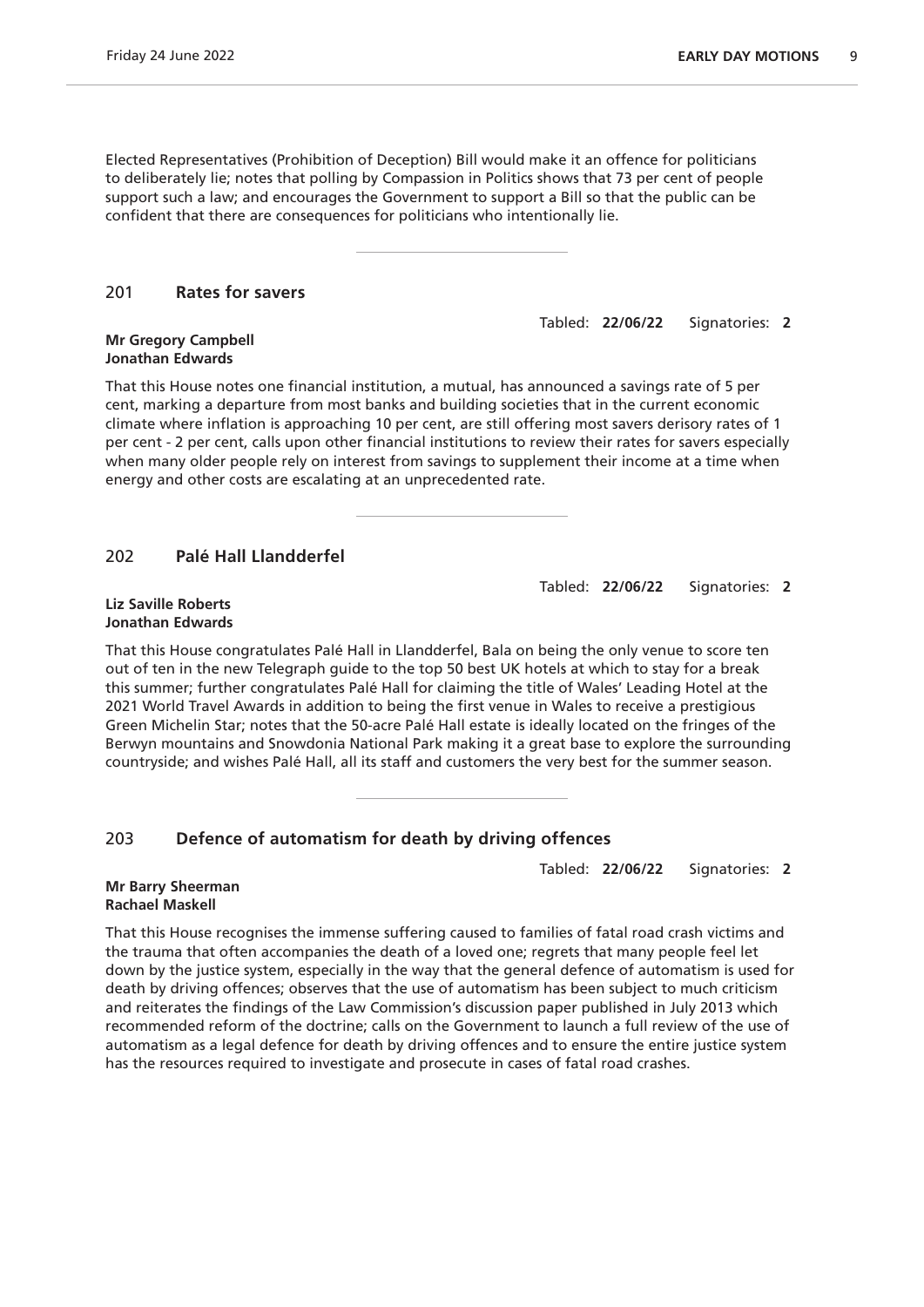Elected Representatives (Prohibition of Deception) Bill would make it an offence for politicians to deliberately lie; notes that polling by Compassion in Politics shows that 73 per cent of people support such a law; and encourages the Government to support a Bill so that the public can be confident that there are consequences for politicians who intentionally lie.

---

## 201 Rates for savers

Tabled: **22/06/22** Signatories: **2**

**Mr Gregory Campbell**
**Jonathan Edwards**

That this House notes one financial institution, a mutual, has announced a savings rate of 5 per cent, marking a departure from most banks and building societies that in the current economic climate where inflation is approaching 10 per cent, are still offering most savers derisory rates of 1 per cent - 2 per cent, calls upon other financial institutions to review their rates for savers especially when many older people rely on interest from savings to supplement their income at a time when energy and other costs are escalating at an unprecedented rate.

---

## 202 Palé Hall Llandderfel

Tabled: **22/06/22** Signatories: **2**

**Liz Saville Roberts**
**Jonathan Edwards**

That this House congratulates Palé Hall in Llandderfel, Bala on being the only venue to score ten out of ten in the new Telegraph guide to the top 50 best UK hotels at which to stay for a break this summer; further congratulates Palé Hall for claiming the title of Wales' Leading Hotel at the 2021 World Travel Awards in addition to being the first venue in Wales to receive a prestigious Green Michelin Star; notes that the 50-acre Palé Hall estate is ideally located on the fringes of the Berwyn mountains and Snowdonia National Park making it a great base to explore the surrounding countryside; and wishes Palé Hall, all its staff and customers the very best for the summer season.

---

## 203 Defence of automatism for death by driving offences

Tabled: **22/06/22** Signatories: **2**

**Mr Barry Sheerman**
**Rachael Maskell**

That this House recognises the immense suffering caused to families of fatal road crash victims and the trauma that often accompanies the death of a loved one; regrets that many people feel let down by the justice system, especially in the way that the general defence of automatism is used for death by driving offences; observes that the use of automatism has been subject to much criticism and reiterates the findings of the Law Commission's discussion paper published in July 2013 which recommended reform of the doctrine; calls on the Government to launch a full review of the use of automatism as a legal defence for death by driving offences and to ensure the entire justice system has the resources required to investigate and prosecute in cases of fatal road crashes.